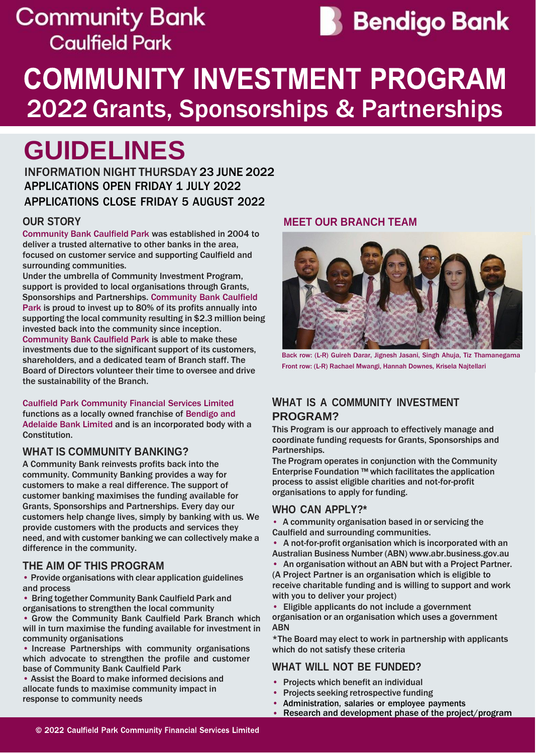Community Bank
Caulfield Park

Bendigo Bank

# COMMUNITY INVESTMENT PROGRAM
## 2022 Grants, Sponsorships & Partnerships

# GUIDELINES

INFORMATION NIGHT THURSDAY 23 JUNE 2022
APPLICATIONS OPEN FRIDAY 1 JULY 2022
APPLICATIONS CLOSE FRIDAY 5 AUGUST 2022

## OUR STORY

Community Bank Caulfield Park was established in 2004 to deliver a trusted alternative to other banks in the area, focused on customer service and supporting Caulfield and surrounding communities.

Under the umbrella of Community Investment Program, support is provided to local organisations through Grants, Sponsorships and Partnerships. Community Bank Caulfield Park is proud to invest up to 80% of its profits annually into supporting the local community resulting in $2.3 million being invested back into the community since inception.

Community Bank Caulfield Park is able to make these investments due to the significant support of its customers, shareholders, and a dedicated team of Branch staff. The Board of Directors volunteer their time to oversee and drive the sustainability of the Branch.

Caulfield Park Community Financial Services Limited functions as a locally owned franchise of Bendigo and Adelaide Bank Limited and is an incorporated body with a Constitution.

## WHAT IS COMMUNITY BANKING?

A Community Bank reinvests profits back into the community. Community Banking provides a way for customers to make a real difference. The support of customer banking maximises the funding available for Grants, Sponsorships and Partnerships. Every day our customers help change lives, simply by banking with us. We provide customers with the products and services they need, and with customer banking we can collectively make a difference in the community.

## THE AIM OF THIS PROGRAM

- Provide organisations with clear application guidelines and process
- Bring together Community Bank Caulfield Park and organisations to strengthen the local community
- Grow the Community Bank Caulfield Park Branch which will in turn maximise the funding available for investment in community organisations
- Increase Partnerships with community organisations which advocate to strengthen the profile and customer base of Community Bank Caulfield Park
- Assist the Board to make informed decisions and allocate funds to maximise community impact in response to community needs

## MEET OUR BRANCH TEAM

Back row: (L-R) Guireh Darar, Jignesh Jasani, Singh Ahuja, Tiz Thamanegama
Front row: (L-R) Rachael Mwangi, Hannah Downes, Krisela Najtellari

## WHAT IS A COMMUNITY INVESTMENT PROGRAM?

This Program is our approach to effectively manage and coordinate funding requests for Grants, Sponsorships and Partnerships.

The Program operates in conjunction with the Community Enterprise Foundation ™ which facilitates the application process to assist eligible charities and not-for-profit organisations to apply for funding.

## WHO CAN APPLY?*

- A community organisation based in or servicing the Caulfield and surrounding communities.
- A not-for-profit organisation which is incorporated with an Australian Business Number (ABN) www.abr.business.gov.au
- An organisation without an ABN but with a Project Partner. (A Project Partner is an organisation which is eligible to receive charitable funding and is willing to support and work with you to deliver your project)
- Eligible applicants do not include a government organisation or an organisation which uses a government ABN

*The Board may elect to work in partnership with applicants which do not satisfy these criteria

## WHAT WILL NOT BE FUNDED?

- Projects which benefit an individual
- Projects seeking retrospective funding
- Administration, salaries or employee payments
- Research and development phase of the project/program

© 2022 Caulfield Park Community Financial Services Limited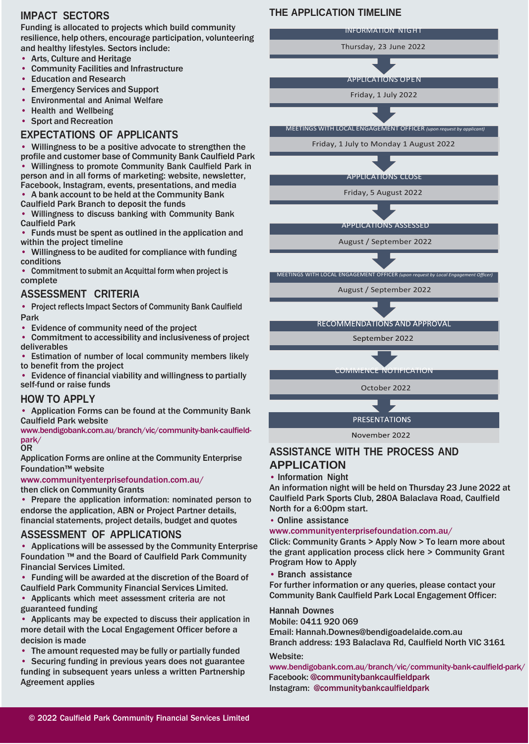## IMPACT SECTORS

Funding is allocated to projects which build community resilience, help others, encourage participation, volunteering and healthy lifestyles. Sectors include:

- Arts, Culture and Heritage
- Community Facilities and Infrastructure
- Education and Research
- Emergency Services and Support
- Environmental and Animal Welfare
- Health and Wellbeing
- Sport and Recreation

## EXPECTATIONS OF APPLICANTS

- Willingness to be a positive advocate to strengthen the profile and customer base of Community Bank Caulfield Park
- Willingness to promote Community Bank Caulfield Park in person and in all forms of marketing: website, newsletter, Facebook, Instagram, events, presentations, and media
- A bank account to be held at the Community Bank Caulfield Park Branch to deposit the funds
- Willingness to discuss banking with Community Bank Caulfield Park
- Funds must be spent as outlined in the application and within the project timeline
- Willingness to be audited for compliance with funding conditions
- Commitment to submit an Acquittal form when project is complete

## ASSESSMENT CRITERIA

- Project reflects Impact Sectors of Community Bank Caulfield Park
- Evidence of community need of the project
- Commitment to accessibility and inclusiveness of project deliverables
- Estimation of number of local community members likely to benefit from the project
- Evidence of financial viability and willingness to partially self-fund or raise funds

## HOW TO APPLY

- Application Forms can be found at the Community Bank Caulfield Park website

www.bendigobank.com.au/branch/vic/community-bank-caulfield-park/

OR

Application Forms are online at the Community Enterprise Foundation™ website

www.communityenterprisefoundation.com.au/

then click on Community Grants

- Prepare the application information: nominated person to endorse the application, ABN or Project Partner details, financial statements, project details, budget and quotes

## ASSESSMENT OF APPLICATIONS

- Applications will be assessed by the Community Enterprise Foundation ™ and the Board of Caulfield Park Community Financial Services Limited.
- Funding will be awarded at the discretion of the Board of Caulfield Park Community Financial Services Limited.
- Applicants which meet assessment criteria are not guaranteed funding
- Applicants may be expected to discuss their application in more detail with the Local Engagement Officer before a decision is made
- The amount requested may be fully or partially funded
- Securing funding in previous years does not guarantee funding in subsequent years unless a written Partnership Agreement applies

## THE APPLICATION TIMELINE

**INFORMATION NIGHT**
Thursday, 23 June 2022

**APPLICATIONS OPEN**
Friday, 1 July 2022

**MEETINGS WITH LOCAL ENGAGEMENT OFFICER** *(upon request by applicant)*
Friday, 1 July to Monday 1 August 2022

**APPLICATIONS CLOSE**
Friday, 5 August 2022

**APPLICATIONS ASSESSED**
August / September 2022

**MEETINGS WITH LOCAL ENGAGEMENT OFFICER** *(upon request by Local Engagement Officer)*
August / September 2022

**RECOMMENDATIONS AND APPROVAL**
September 2022

**COMMENCE NOTIFICATION**
October 2022

**PRESENTATIONS**
November 2022

## ASSISTANCE WITH THE PROCESS AND APPLICATION

- **Information Night**

An information night will be held on Thursday 23 June 2022 at Caulfield Park Sports Club, 280A Balaclava Road, Caulfield North for a 6:00pm start.

- **Online assistance**

www.communityenterprisefoundation.com.au/

Click: Community Grants > Apply Now > To learn more about the grant application process click here > Community Grant Program How to Apply

- **Branch assistance**

For further information or any queries, please contact your Community Bank Caulfield Park Local Engagement Officer:

Hannah Downes
Mobile: 0411 920 069
Email: Hannah.Downes@bendigoadelaide.com.au
Branch address: 193 Balaclava Rd, Caulfield North VIC 3161

Website:
www.bendigobank.com.au/branch/vic/community-bank-caulfield-park/
Facebook: @communitybankcaulfieldpark
Instagram: @communitybankcaulfieldpark

© 2022 Caulfield Park Community Financial Services Limited